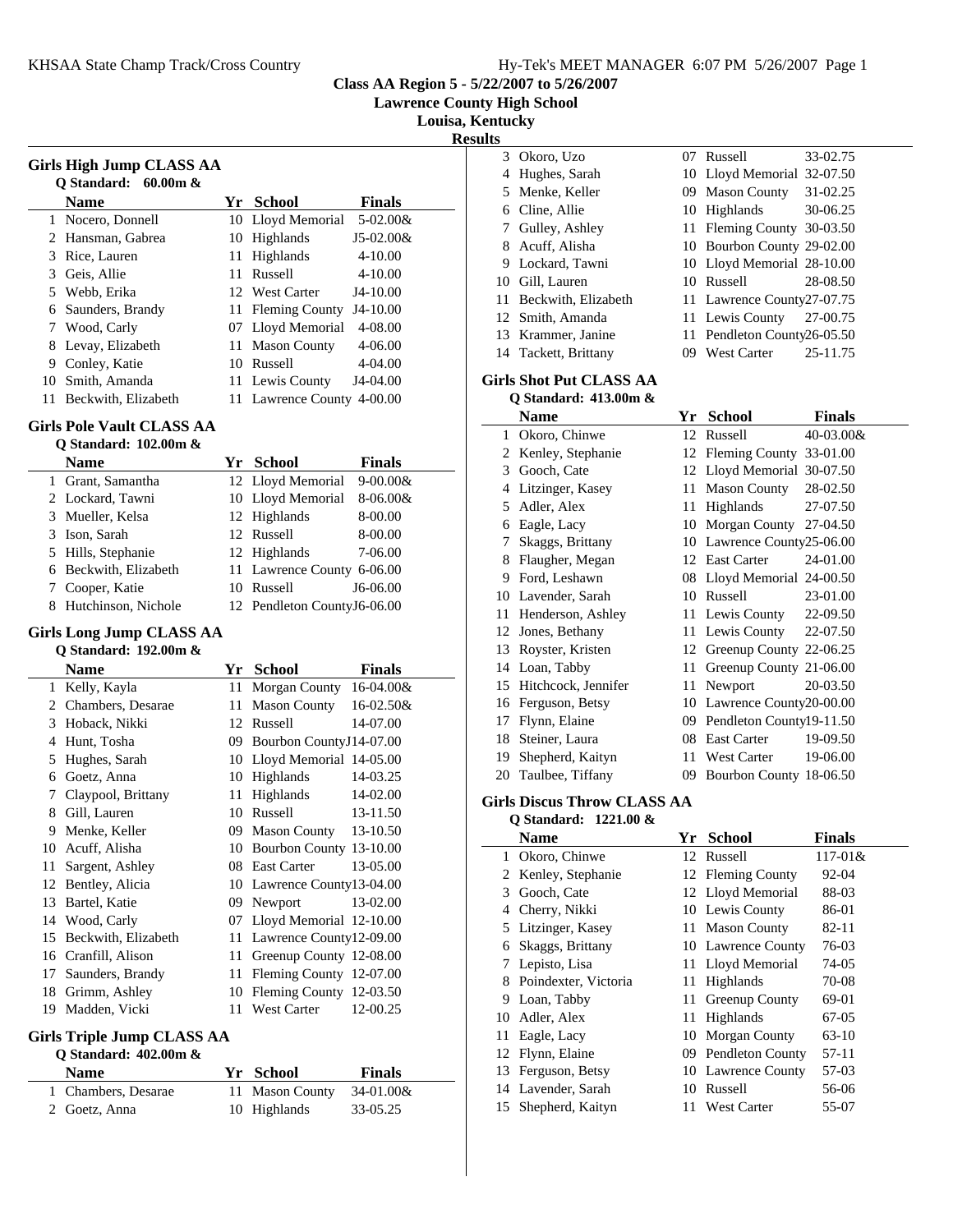**Class AA Region 5 - 5/22/2007 to 5/26/2007**

**Lawrence County High School**

**Louisa, Kentucky**

**Results**

### Girls High Jump CLASS AA

**Q Standard: 60.00m &**

| | Name | Yr | School | Finals |
|---|---|---|---|---|
| 1 | Nocero, Donnell | 10 | Lloyd Memorial | 5-02.00& |
| 2 | Hansman, Gabrea | 10 | Highlands | J5-02.00& |
| 3 | Rice, Lauren | 11 | Highlands | 4-10.00 |
| 3 | Geis, Allie | 11 | Russell | 4-10.00 |
| 5 | Webb, Erika | 12 | West Carter | J4-10.00 |
| 6 | Saunders, Brandy | 11 | Fleming County | J4-10.00 |
| 7 | Wood, Carly | 07 | Lloyd Memorial | 4-08.00 |
| 8 | Levay, Elizabeth | 11 | Mason County | 4-06.00 |
| 9 | Conley, Katie | 10 | Russell | 4-04.00 |
| 10 | Smith, Amanda | 11 | Lewis County | J4-04.00 |
| 11 | Beckwith, Elizabeth | 11 | Lawrence County | 4-00.00 |

### Girls Pole Vault CLASS AA

**Q Standard: 102.00m &**

| | Name | Yr | School | Finals |
|---|---|---|---|---|
| 1 | Grant, Samantha | 12 | Lloyd Memorial | 9-00.00& |
| 2 | Lockard, Tawni | 10 | Lloyd Memorial | 8-06.00& |
| 3 | Mueller, Kelsa | 12 | Highlands | 8-00.00 |
| 3 | Ison, Sarah | 12 | Russell | 8-00.00 |
| 5 | Hills, Stephanie | 12 | Highlands | 7-06.00 |
| 6 | Beckwith, Elizabeth | 11 | Lawrence County | 6-06.00 |
| 7 | Cooper, Katie | 10 | Russell | J6-06.00 |
| 8 | Hutchinson, Nichole | 12 | Pendleton County | J6-06.00 |

### Girls Long Jump CLASS AA

**Q Standard: 192.00m &**

| | Name | Yr | School | Finals |
|---|---|---|---|---|
| 1 | Kelly, Kayla | 11 | Morgan County | 16-04.00& |
| 2 | Chambers, Desarae | 11 | Mason County | 16-02.50& |
| 3 | Hoback, Nikki | 12 | Russell | 14-07.00 |
| 4 | Hunt, Tosha | 09 | Bourbon County | J14-07.00 |
| 5 | Hughes, Sarah | 10 | Lloyd Memorial | 14-05.00 |
| 6 | Goetz, Anna | 10 | Highlands | 14-03.25 |
| 7 | Claypool, Brittany | 11 | Highlands | 14-02.00 |
| 8 | Gill, Lauren | 10 | Russell | 13-11.50 |
| 9 | Menke, Keller | 09 | Mason County | 13-10.50 |
| 10 | Acuff, Alisha | 10 | Bourbon County | 13-10.00 |
| 11 | Sargent, Ashley | 08 | East Carter | 13-05.00 |
| 12 | Bentley, Alicia | 10 | Lawrence County | 13-04.00 |
| 13 | Bartel, Katie | 09 | Newport | 13-02.00 |
| 14 | Wood, Carly | 07 | Lloyd Memorial | 12-10.00 |
| 15 | Beckwith, Elizabeth | 11 | Lawrence County | 12-09.00 |
| 16 | Cranfill, Alison | 11 | Greenup County | 12-08.00 |
| 17 | Saunders, Brandy | 11 | Fleming County | 12-07.00 |
| 18 | Grimm, Ashley | 10 | Fleming County | 12-03.50 |
| 19 | Madden, Vicki | 11 | West Carter | 12-00.25 |

### Girls Triple Jump CLASS AA

**Q Standard: 402.00m &**

| | Name | Yr | School | Finals |
|---|---|---|---|---|
| 1 | Chambers, Desarae | 11 | Mason County | 34-01.00& |
| 2 | Goetz, Anna | 10 | Highlands | 33-05.25 |
| 3 | Okoro, Uzo | 07 | Russell | 33-02.75 |
| 4 | Hughes, Sarah | 10 | Lloyd Memorial | 32-07.50 |
| 5 | Menke, Keller | 09 | Mason County | 31-02.25 |
| 6 | Cline, Allie | 10 | Highlands | 30-06.25 |
| 7 | Gulley, Ashley | 11 | Fleming County | 30-03.50 |
| 8 | Acuff, Alisha | 10 | Bourbon County | 29-02.00 |
| 9 | Lockard, Tawni | 10 | Lloyd Memorial | 28-10.00 |
| 10 | Gill, Lauren | 10 | Russell | 28-08.50 |
| 11 | Beckwith, Elizabeth | 11 | Lawrence County | 27-07.75 |
| 12 | Smith, Amanda | 11 | Lewis County | 27-00.75 |
| 13 | Krammer, Janine | 11 | Pendleton County | 26-05.50 |
| 14 | Tackett, Brittany | 09 | West Carter | 25-11.75 |

### Girls Shot Put CLASS AA

**Q Standard: 413.00m &**

| | Name | Yr | School | Finals |
|---|---|---|---|---|
| 1 | Okoro, Chinwe | 12 | Russell | 40-03.00& |
| 2 | Kenley, Stephanie | 12 | Fleming County | 33-01.00 |
| 3 | Gooch, Cate | 12 | Lloyd Memorial | 30-07.50 |
| 4 | Litzinger, Kasey | 11 | Mason County | 28-02.50 |
| 5 | Adler, Alex | 11 | Highlands | 27-07.50 |
| 6 | Eagle, Lacy | 10 | Morgan County | 27-04.50 |
| 7 | Skaggs, Brittany | 10 | Lawrence County | 25-06.00 |
| 8 | Flaugher, Megan | 12 | East Carter | 24-01.00 |
| 9 | Ford, Leshawn | 08 | Lloyd Memorial | 24-00.50 |
| 10 | Lavender, Sarah | 10 | Russell | 23-01.00 |
| 11 | Henderson, Ashley | 11 | Lewis County | 22-09.50 |
| 12 | Jones, Bethany | 11 | Lewis County | 22-07.50 |
| 13 | Royster, Kristen | 12 | Greenup County | 22-06.25 |
| 14 | Loan, Tabby | 11 | Greenup County | 21-06.00 |
| 15 | Hitchcock, Jennifer | 11 | Newport | 20-03.50 |
| 16 | Ferguson, Betsy | 10 | Lawrence County | 20-00.00 |
| 17 | Flynn, Elaine | 09 | Pendleton County | 19-11.50 |
| 18 | Steiner, Laura | 08 | East Carter | 19-09.50 |
| 19 | Shepherd, Kaityn | 11 | West Carter | 19-06.00 |
| 20 | Taulbee, Tiffany | 09 | Bourbon County | 18-06.50 |

### Girls Discus Throw CLASS AA

**Q Standard: 1221.00 &**

| | Name | Yr | School | Finals |
|---|---|---|---|---|
| 1 | Okoro, Chinwe | 12 | Russell | 117-01& |
| 2 | Kenley, Stephanie | 12 | Fleming County | 92-04 |
| 3 | Gooch, Cate | 12 | Lloyd Memorial | 88-03 |
| 4 | Cherry, Nikki | 10 | Lewis County | 86-01 |
| 5 | Litzinger, Kasey | 11 | Mason County | 82-11 |
| 6 | Skaggs, Brittany | 10 | Lawrence County | 76-03 |
| 7 | Lepisto, Lisa | 11 | Lloyd Memorial | 74-05 |
| 8 | Poindexter, Victoria | 11 | Highlands | 70-08 |
| 9 | Loan, Tabby | 11 | Greenup County | 69-01 |
| 10 | Adler, Alex | 11 | Highlands | 67-05 |
| 11 | Eagle, Lacy | 10 | Morgan County | 63-10 |
| 12 | Flynn, Elaine | 09 | Pendleton County | 57-11 |
| 13 | Ferguson, Betsy | 10 | Lawrence County | 57-03 |
| 14 | Lavender, Sarah | 10 | Russell | 56-06 |
| 15 | Shepherd, Kaityn | 11 | West Carter | 55-07 |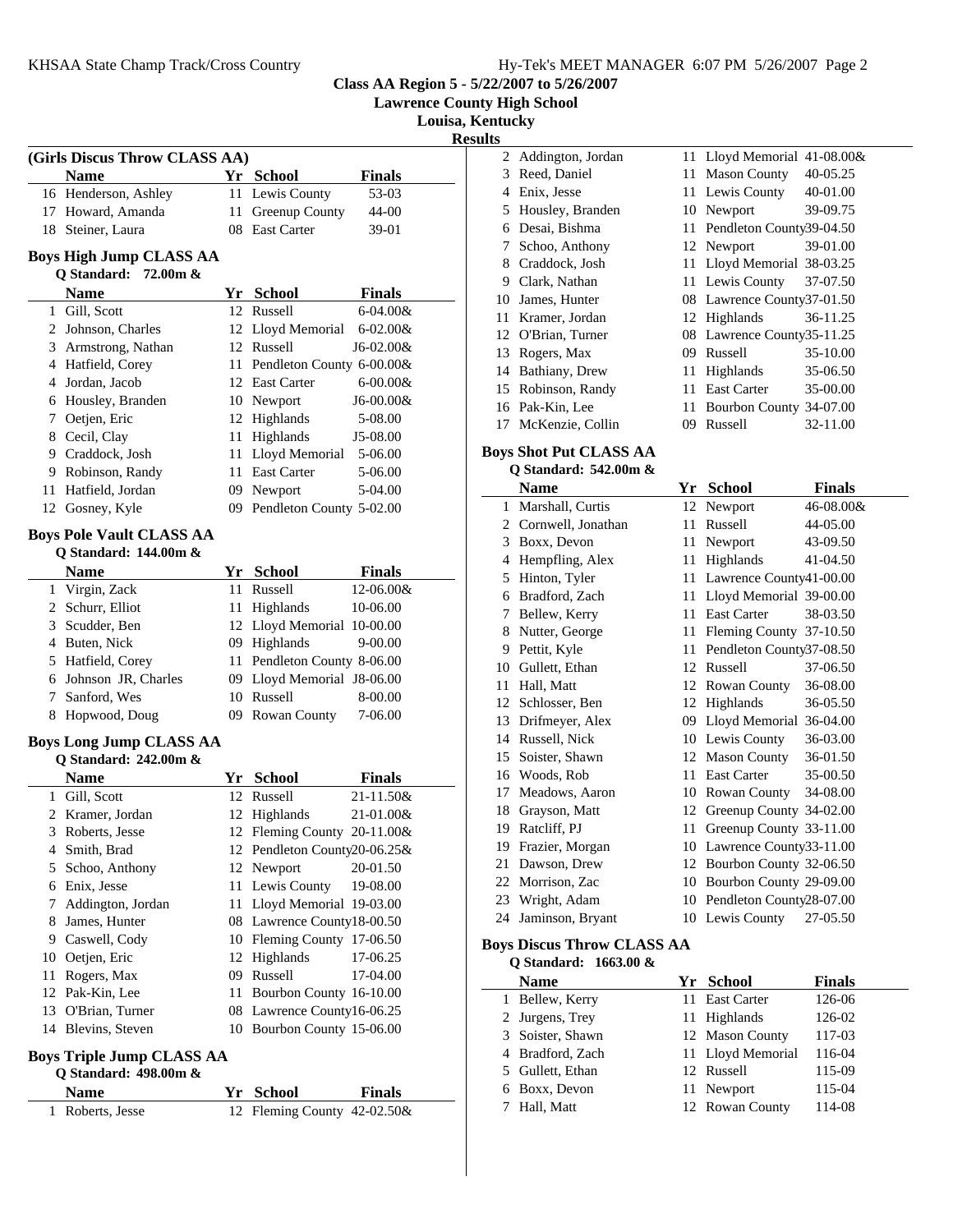**Class AA Region 5 - 5/22/2007 to 5/26/2007**
**Lawrence County High School**
**Louisa, Kentucky**
**Results**

### (Girls Discus Throw CLASS AA)

| | Name | Yr | School | Finals |
|---|---|---|---|---|
| 16 | Henderson, Ashley | 11 | Lewis County | 53-03 |
| 17 | Howard, Amanda | 11 | Greenup County | 44-00 |
| 18 | Steiner, Laura | 08 | East Carter | 39-01 |

### Boys High Jump CLASS AA

**Q Standard: 72.00m &**

| | Name | Yr | School | Finals |
|---|---|---|---|---|
| 1 | Gill, Scott | 12 | Russell | 6-04.00& |
| 2 | Johnson, Charles | 12 | Lloyd Memorial | 6-02.00& |
| 3 | Armstrong, Nathan | 12 | Russell | J6-02.00& |
| 4 | Hatfield, Corey | 11 | Pendleton County | 6-00.00& |
| 4 | Jordan, Jacob | 12 | East Carter | 6-00.00& |
| 6 | Housley, Branden | 10 | Newport | J6-00.00& |
| 7 | Oetjen, Eric | 12 | Highlands | 5-08.00 |
| 8 | Cecil, Clay | 11 | Highlands | J5-08.00 |
| 9 | Craddock, Josh | 11 | Lloyd Memorial | 5-06.00 |
| 9 | Robinson, Randy | 11 | East Carter | 5-06.00 |
| 11 | Hatfield, Jordan | 09 | Newport | 5-04.00 |
| 12 | Gosney, Kyle | 09 | Pendleton County | 5-02.00 |

### Boys Pole Vault CLASS AA

**Q Standard: 144.00m &**

| | Name | Yr | School | Finals |
|---|---|---|---|---|
| 1 | Virgin, Zack | 11 | Russell | 12-06.00& |
| 2 | Schurr, Elliot | 11 | Highlands | 10-06.00 |
| 3 | Scudder, Ben | 12 | Lloyd Memorial | 10-00.00 |
| 4 | Buten, Nick | 09 | Highlands | 9-00.00 |
| 5 | Hatfield, Corey | 11 | Pendleton County | 8-06.00 |
| 6 | Johnson JR, Charles | 09 | Lloyd Memorial | J8-06.00 |
| 7 | Sanford, Wes | 10 | Russell | 8-00.00 |
| 8 | Hopwood, Doug | 09 | Rowan County | 7-06.00 |

### Boys Long Jump CLASS AA

**Q Standard: 242.00m &**

| | Name | Yr | School | Finals |
|---|---|---|---|---|
| 1 | Gill, Scott | 12 | Russell | 21-11.50& |
| 2 | Kramer, Jordan | 12 | Highlands | 21-01.00& |
| 3 | Roberts, Jesse | 12 | Fleming County | 20-11.00& |
| 4 | Smith, Brad | 12 | Pendleton County | 20-06.25& |
| 5 | Schoo, Anthony | 12 | Newport | 20-01.50 |
| 6 | Enix, Jesse | 11 | Lewis County | 19-08.00 |
| 7 | Addington, Jordan | 11 | Lloyd Memorial | 19-03.00 |
| 8 | James, Hunter | 08 | Lawrence County | 18-00.50 |
| 9 | Caswell, Cody | 10 | Fleming County | 17-06.50 |
| 10 | Oetjen, Eric | 12 | Highlands | 17-06.25 |
| 11 | Rogers, Max | 09 | Russell | 17-04.00 |
| 12 | Pak-Kin, Lee | 11 | Bourbon County | 16-10.00 |
| 13 | O'Brian, Turner | 08 | Lawrence County | 16-06.25 |
| 14 | Blevins, Steven | 10 | Bourbon County | 15-06.00 |

### Boys Triple Jump CLASS AA

**Q Standard: 498.00m &**

| | Name | Yr | School | Finals |
|---|---|---|---|---|
| 1 | Roberts, Jesse | 12 | Fleming County | 42-02.50& |
| 2 | Addington, Jordan | 11 | Lloyd Memorial | 41-08.00& |
| 3 | Reed, Daniel | 11 | Mason County | 40-05.25 |
| 4 | Enix, Jesse | 11 | Lewis County | 40-01.00 |
| 5 | Housley, Branden | 10 | Newport | 39-09.75 |
| 6 | Desai, Bishma | 11 | Pendleton County | 39-04.50 |
| 7 | Schoo, Anthony | 12 | Newport | 39-01.00 |
| 8 | Craddock, Josh | 11 | Lloyd Memorial | 38-03.25 |
| 9 | Clark, Nathan | 11 | Lewis County | 37-07.50 |
| 10 | James, Hunter | 08 | Lawrence County | 37-01.50 |
| 11 | Kramer, Jordan | 12 | Highlands | 36-11.25 |
| 12 | O'Brian, Turner | 08 | Lawrence County | 35-11.25 |
| 13 | Rogers, Max | 09 | Russell | 35-10.00 |
| 14 | Bathiany, Drew | 11 | Highlands | 35-06.50 |
| 15 | Robinson, Randy | 11 | East Carter | 35-00.00 |
| 16 | Pak-Kin, Lee | 11 | Bourbon County | 34-07.00 |
| 17 | McKenzie, Collin | 09 | Russell | 32-11.00 |

### Boys Shot Put CLASS AA

**Q Standard: 542.00m &**

| | Name | Yr | School | Finals |
|---|---|---|---|---|
| 1 | Marshall, Curtis | 12 | Newport | 46-08.00& |
| 2 | Cornwell, Jonathan | 11 | Russell | 44-05.00 |
| 3 | Boxx, Devon | 11 | Newport | 43-09.50 |
| 4 | Hempfling, Alex | 11 | Highlands | 41-04.50 |
| 5 | Hinton, Tyler | 11 | Lawrence County | 41-00.00 |
| 6 | Bradford, Zach | 11 | Lloyd Memorial | 39-00.00 |
| 7 | Bellew, Kerry | 11 | East Carter | 38-03.50 |
| 8 | Nutter, George | 11 | Fleming County | 37-10.50 |
| 9 | Pettit, Kyle | 11 | Pendleton County | 37-08.50 |
| 10 | Gullett, Ethan | 12 | Russell | 37-06.50 |
| 11 | Hall, Matt | 12 | Rowan County | 36-08.00 |
| 12 | Schlosser, Ben | 12 | Highlands | 36-05.50 |
| 13 | Drifmeyer, Alex | 09 | Lloyd Memorial | 36-04.00 |
| 14 | Russell, Nick | 10 | Lewis County | 36-03.00 |
| 15 | Soister, Shawn | 12 | Mason County | 36-01.50 |
| 16 | Woods, Rob | 11 | East Carter | 35-00.50 |
| 17 | Meadows, Aaron | 10 | Rowan County | 34-08.00 |
| 18 | Grayson, Matt | 12 | Greenup County | 34-02.00 |
| 19 | Ratcliff, PJ | 11 | Greenup County | 33-11.00 |
| 19 | Frazier, Morgan | 10 | Lawrence County | 33-11.00 |
| 21 | Dawson, Drew | 12 | Bourbon County | 32-06.50 |
| 22 | Morrison, Zac | 10 | Bourbon County | 29-09.00 |
| 23 | Wright, Adam | 10 | Pendleton County | 28-07.00 |
| 24 | Jaminson, Bryant | 10 | Lewis County | 27-05.50 |

### Boys Discus Throw CLASS AA

**Q Standard: 1663.00 &**

| | Name | Yr | School | Finals |
|---|---|---|---|---|
| 1 | Bellew, Kerry | 11 | East Carter | 126-06 |
| 2 | Jurgens, Trey | 11 | Highlands | 126-02 |
| 3 | Soister, Shawn | 12 | Mason County | 117-03 |
| 4 | Bradford, Zach | 11 | Lloyd Memorial | 116-04 |
| 5 | Gullett, Ethan | 12 | Russell | 115-09 |
| 6 | Boxx, Devon | 11 | Newport | 115-04 |
| 7 | Hall, Matt | 12 | Rowan County | 114-08 |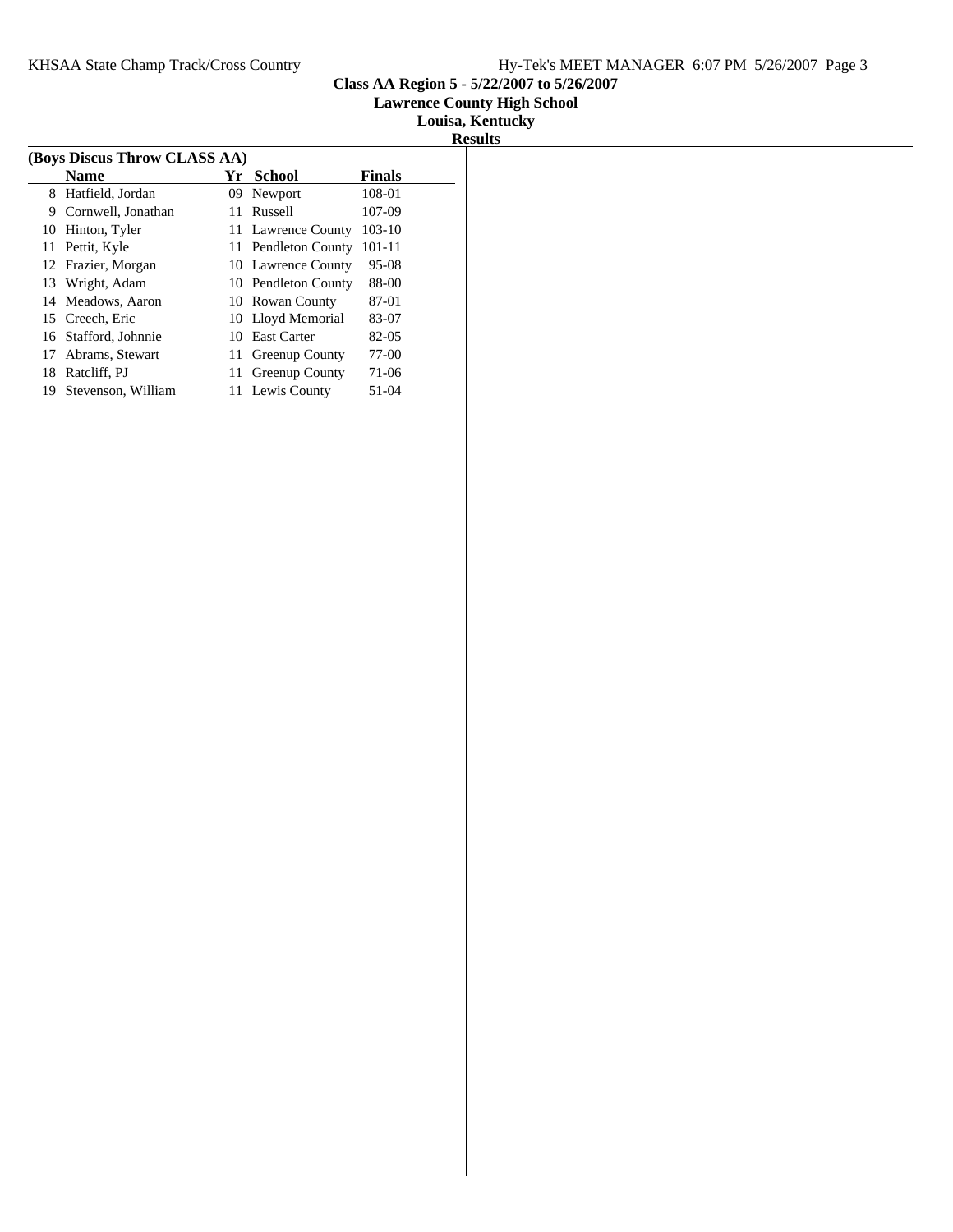Class AA Region 5 - 5/22/2007 to 5/26/2007

Lawrence County High School

Louisa, Kentucky

Results

**(Boys Discus Throw CLASS AA)**

| | Name | Yr | School | Finals |
|---|---|---|---|---|
| 8 | Hatfield, Jordan | 09 | Newport | 108-01 |
| 9 | Cornwell, Jonathan | 11 | Russell | 107-09 |
| 10 | Hinton, Tyler | 11 | Lawrence County | 103-10 |
| 11 | Pettit, Kyle | 11 | Pendleton County | 101-11 |
| 12 | Frazier, Morgan | 10 | Lawrence County | 95-08 |
| 13 | Wright, Adam | 10 | Pendleton County | 88-00 |
| 14 | Meadows, Aaron | 10 | Rowan County | 87-01 |
| 15 | Creech, Eric | 10 | Lloyd Memorial | 83-07 |
| 16 | Stafford, Johnnie | 10 | East Carter | 82-05 |
| 17 | Abrams, Stewart | 11 | Greenup County | 77-00 |
| 18 | Ratcliff, PJ | 11 | Greenup County | 71-06 |
| 19 | Stevenson, William | 11 | Lewis County | 51-04 |